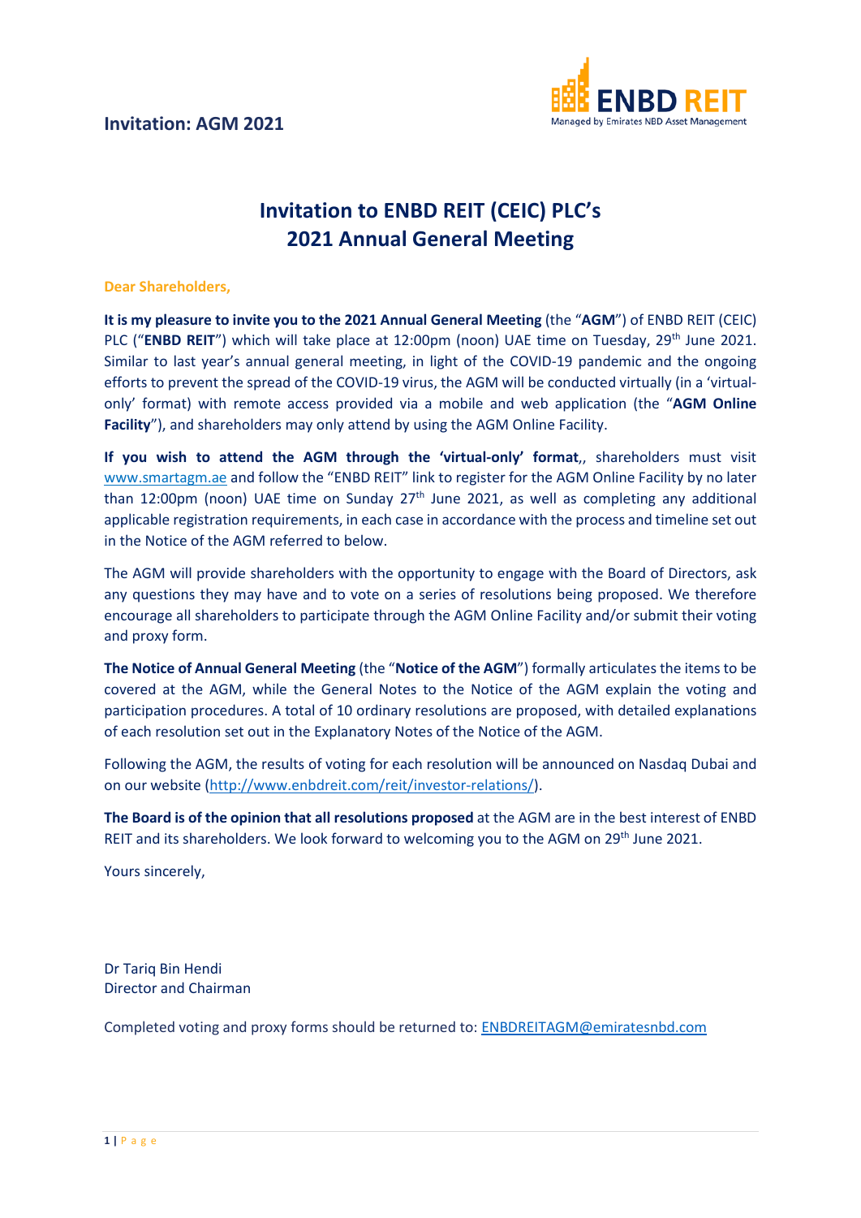**Invitation: AGM 2021**

ENBD REIT
Managed by Emirates NBD Asset Management

# Invitation to ENBD REIT (CEIC) PLC's 2021 Annual General Meeting

**Dear Shareholders,**

**It is my pleasure to invite you to the 2021 Annual General Meeting** (the "**AGM**") of ENBD REIT (CEIC) PLC ("**ENBD REIT**") which will take place at 12:00pm (noon) UAE time on Tuesday, 29th June 2021. Similar to last year's annual general meeting, in light of the COVID-19 pandemic and the ongoing efforts to prevent the spread of the COVID-19 virus, the AGM will be conducted virtually (in a 'virtual-only' format) with remote access provided via a mobile and web application (the "**AGM Online Facility**"), and shareholders may only attend by using the AGM Online Facility.

**If you wish to attend the AGM through the 'virtual-only' format**,, shareholders must visit www.smartagm.ae and follow the "ENBD REIT" link to register for the AGM Online Facility by no later than 12:00pm (noon) UAE time on Sunday 27th June 2021, as well as completing any additional applicable registration requirements, in each case in accordance with the process and timeline set out in the Notice of the AGM referred to below.

The AGM will provide shareholders with the opportunity to engage with the Board of Directors, ask any questions they may have and to vote on a series of resolutions being proposed. We therefore encourage all shareholders to participate through the AGM Online Facility and/or submit their voting and proxy form.

**The Notice of Annual General Meeting** (the "**Notice of the AGM**") formally articulates the items to be covered at the AGM, while the General Notes to the Notice of the AGM explain the voting and participation procedures. A total of 10 ordinary resolutions are proposed, with detailed explanations of each resolution set out in the Explanatory Notes of the Notice of the AGM.

Following the AGM, the results of voting for each resolution will be announced on Nasdaq Dubai and on our website (http://www.enbdreit.com/reit/investor-relations/).

**The Board is of the opinion that all resolutions proposed** at the AGM are in the best interest of ENBD REIT and its shareholders. We look forward to welcoming you to the AGM on 29th June 2021.

Yours sincerely,

Dr Tariq Bin Hendi
Director and Chairman

Completed voting and proxy forms should be returned to: ENBDREITAGM@emiratesnbd.com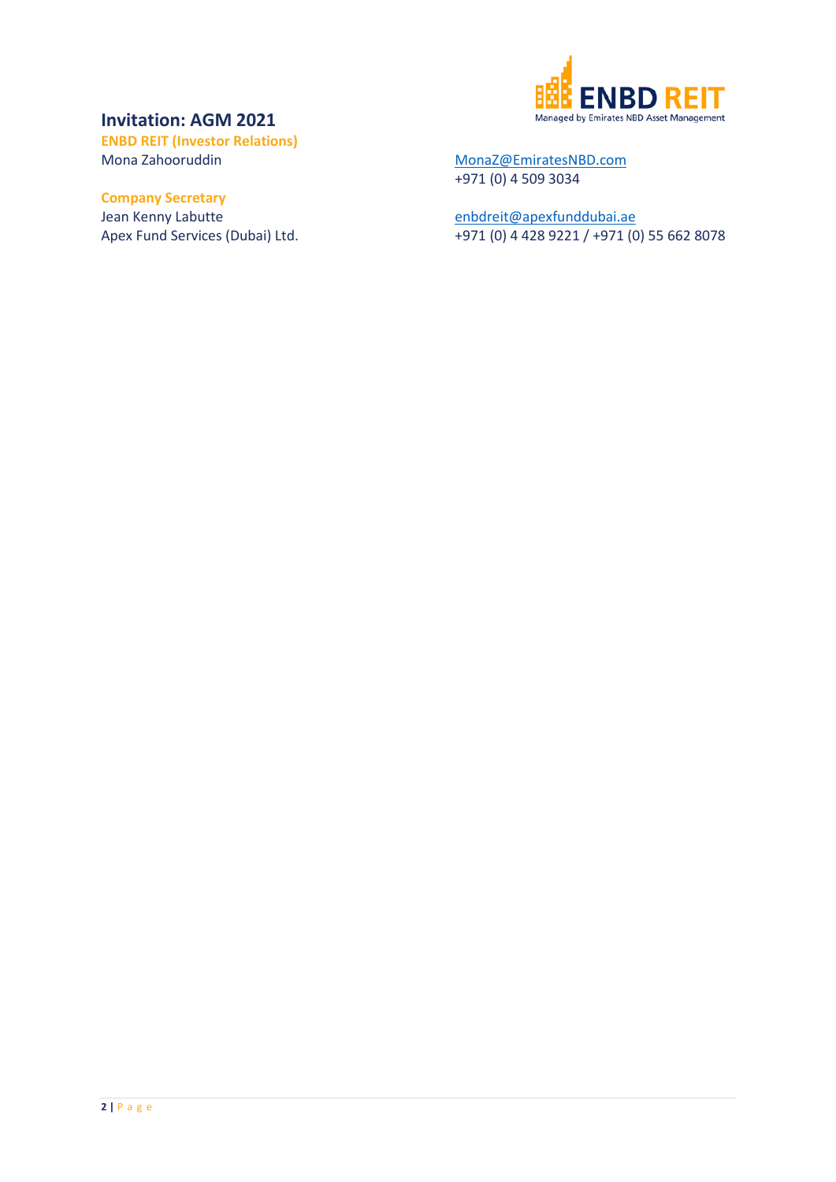## Invitation: AGM 2021

**ENBD REIT (Investor Relations)**
Mona Zahooruddin
MonaZ@EmiratesNBD.com
+971 (0) 4 509 3034

**Company Secretary**
Jean Kenny Labutte
Apex Fund Services (Dubai) Ltd.
enbdreit@apexfunddubai.ae
+971 (0) 4 428 9221 / +971 (0) 55 662 8078